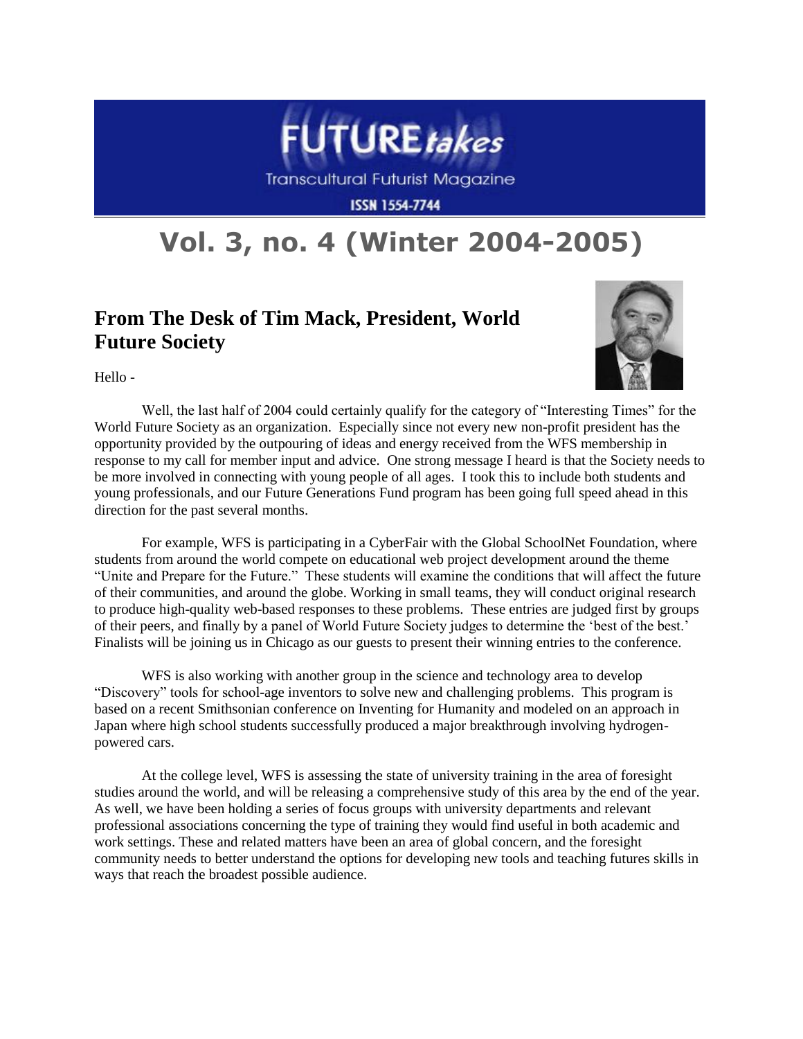# FUTURE*takes*

Transcultural Futurist Magazine

ISSN 1554-7744

# Vol. 3, no. 4 (Winter 2004-2005)

## From The Desk of Tim Mack, President, World Future Society

Hello -

Well, the last half of 2004 could certainly qualify for the category of "Interesting Times" for the World Future Society as an organization. Especially since not every new non-profit president has the opportunity provided by the outpouring of ideas and energy received from the WFS membership in response to my call for member input and advice. One strong message I heard is that the Society needs to be more involved in connecting with young people of all ages. I took this to include both students and young professionals, and our Future Generations Fund program has been going full speed ahead in this direction for the past several months.

For example, WFS is participating in a CyberFair with the Global SchoolNet Foundation, where students from around the world compete on educational web project development around the theme "Unite and Prepare for the Future." These students will examine the conditions that will affect the future of their communities, and around the globe. Working in small teams, they will conduct original research to produce high-quality web-based responses to these problems. These entries are judged first by groups of their peers, and finally by a panel of World Future Society judges to determine the 'best of the best.' Finalists will be joining us in Chicago as our guests to present their winning entries to the conference.

WFS is also working with another group in the science and technology area to develop "Discovery" tools for school-age inventors to solve new and challenging problems. This program is based on a recent Smithsonian conference on Inventing for Humanity and modeled on an approach in Japan where high school students successfully produced a major breakthrough involving hydrogen-powered cars.

At the college level, WFS is assessing the state of university training in the area of foresight studies around the world, and will be releasing a comprehensive study of this area by the end of the year. As well, we have been holding a series of focus groups with university departments and relevant professional associations concerning the type of training they would find useful in both academic and work settings. These and related matters have been an area of global concern, and the foresight community needs to better understand the options for developing new tools and teaching futures skills in ways that reach the broadest possible audience.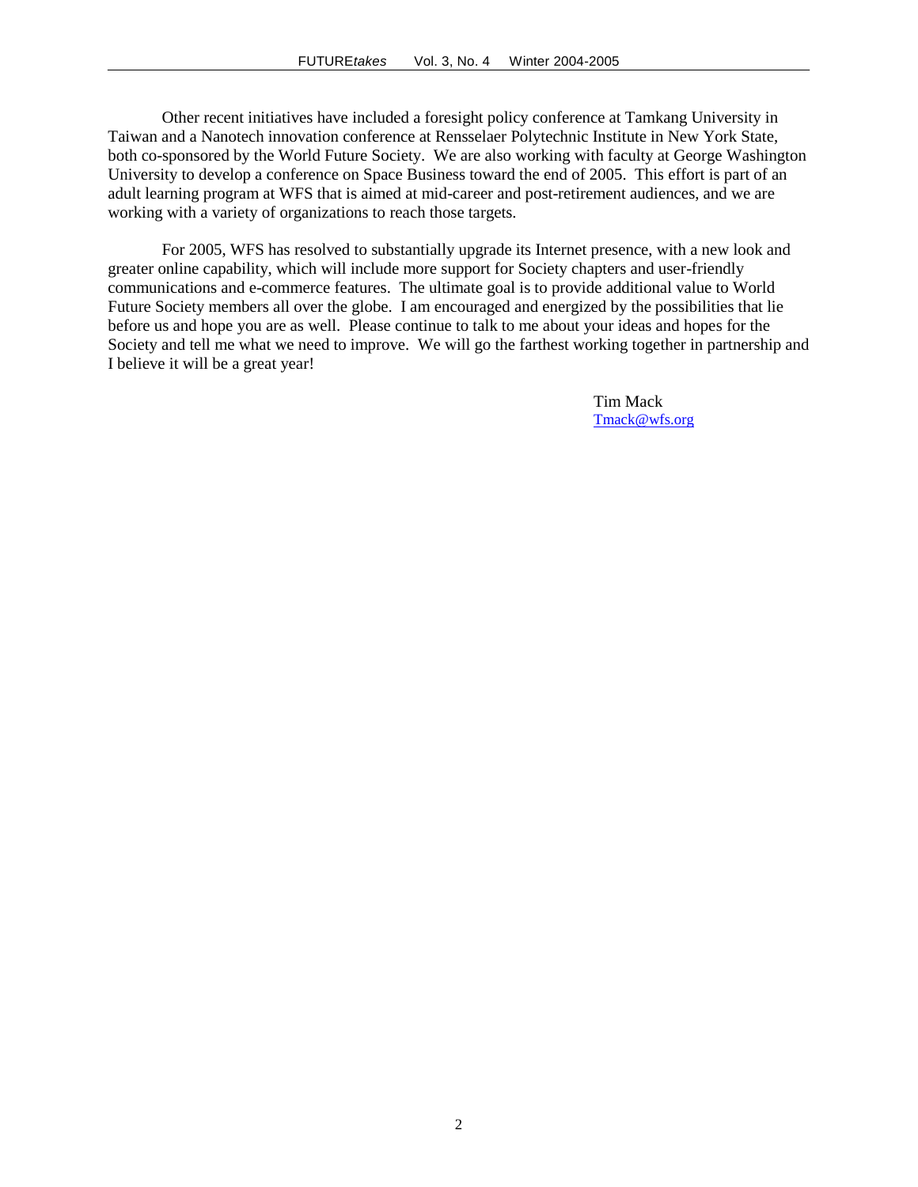Other recent initiatives have included a foresight policy conference at Tamkang University in Taiwan and a Nanotech innovation conference at Rensselaer Polytechnic Institute in New York State, both co-sponsored by the World Future Society. We are also working with faculty at George Washington University to develop a conference on Space Business toward the end of 2005. This effort is part of an adult learning program at WFS that is aimed at mid-career and post-retirement audiences, and we are working with a variety of organizations to reach those targets.

For 2005, WFS has resolved to substantially upgrade its Internet presence, with a new look and greater online capability, which will include more support for Society chapters and user-friendly communications and e-commerce features. The ultimate goal is to provide additional value to World Future Society members all over the globe. I am encouraged and energized by the possibilities that lie before us and hope you are as well. Please continue to talk to me about your ideas and hopes for the Society and tell me what we need to improve. We will go the farthest working together in partnership and I believe it will be a great year!

Tim Mack
Tmack@wfs.org